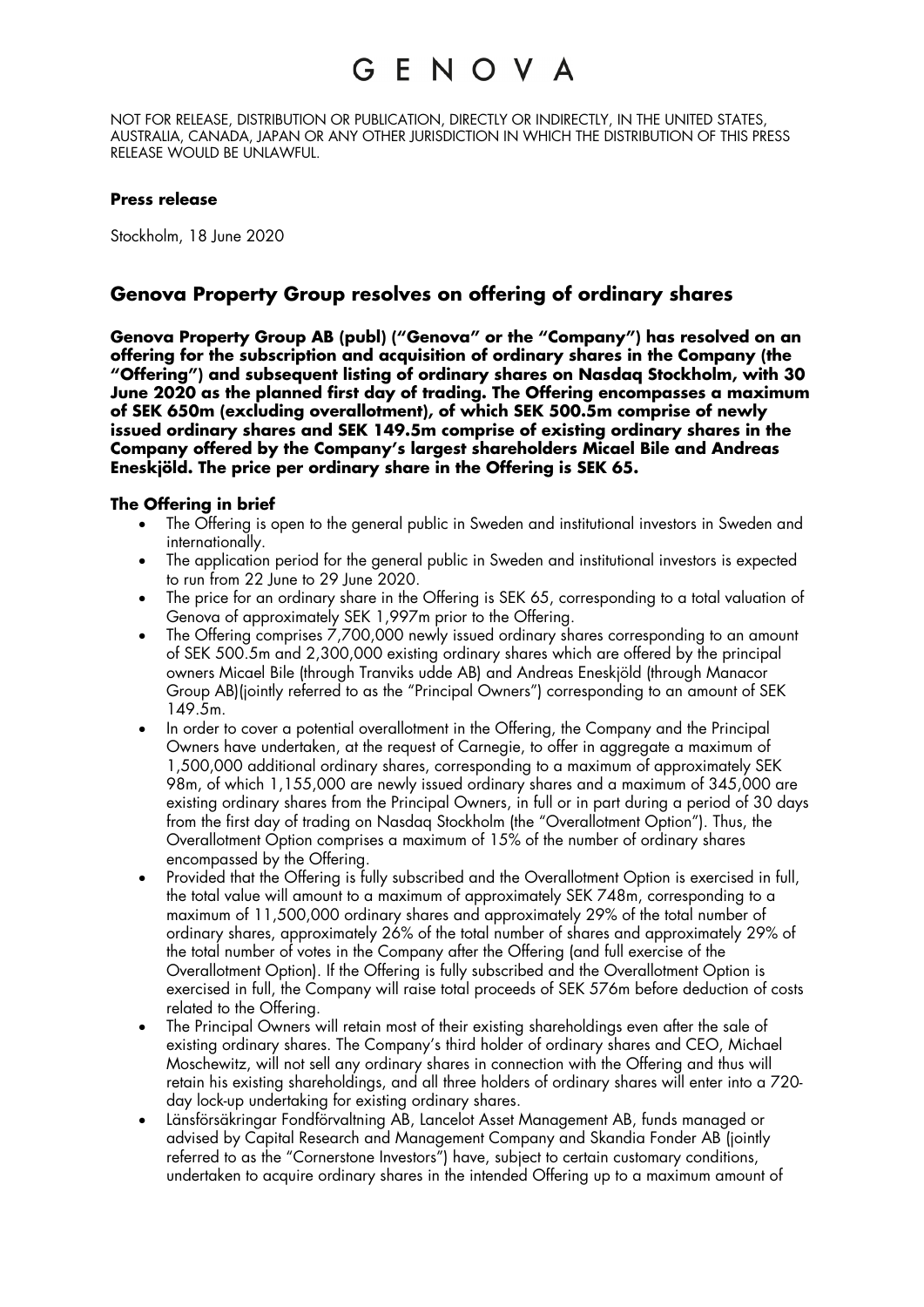# GENOVA

NOT FOR RELEASE, DISTRIBUTION OR PUBLICATION, DIRECTLY OR INDIRECTLY, IN THE UNITED STATES, AUSTRALIA, CANADA, JAPAN OR ANY OTHER JURISDICTION IN WHICH THE DISTRIBUTION OF THIS PRESS RELEASE WOULD BE UNLAWFUL.

**Press release**

Stockholm, 18 June 2020

## Genova Property Group resolves on offering of ordinary shares

**Genova Property Group AB (publ) ("Genova" or the "Company") has resolved on an offering for the subscription and acquisition of ordinary shares in the Company (the "Offering") and subsequent listing of ordinary shares on Nasdaq Stockholm, with 30 June 2020 as the planned first day of trading. The Offering encompasses a maximum of SEK 650m (excluding overallotment), of which SEK 500.5m comprise of newly issued ordinary shares and SEK 149.5m comprise of existing ordinary shares in the Company offered by the Company's largest shareholders Micael Bile and Andreas Eneskjöld. The price per ordinary share in the Offering is SEK 65.**

### The Offering in brief

- The Offering is open to the general public in Sweden and institutional investors in Sweden and internationally.
- The application period for the general public in Sweden and institutional investors is expected to run from 22 June to 29 June 2020.
- The price for an ordinary share in the Offering is SEK 65, corresponding to a total valuation of Genova of approximately SEK 1,997m prior to the Offering.
- The Offering comprises 7,700,000 newly issued ordinary shares corresponding to an amount of SEK 500.5m and 2,300,000 existing ordinary shares which are offered by the principal owners Micael Bile (through Tranviks udde AB) and Andreas Eneskjöld (through Manacor Group AB)(jointly referred to as the "Principal Owners") corresponding to an amount of SEK 149.5m.
- In order to cover a potential overallotment in the Offering, the Company and the Principal Owners have undertaken, at the request of Carnegie, to offer in aggregate a maximum of 1,500,000 additional ordinary shares, corresponding to a maximum of approximately SEK 98m, of which 1,155,000 are newly issued ordinary shares and a maximum of 345,000 are existing ordinary shares from the Principal Owners, in full or in part during a period of 30 days from the first day of trading on Nasdaq Stockholm (the "Overallotment Option"). Thus, the Overallotment Option comprises a maximum of 15% of the number of ordinary shares encompassed by the Offering.
- Provided that the Offering is fully subscribed and the Overallotment Option is exercised in full, the total value will amount to a maximum of approximately SEK 748m, corresponding to a maximum of 11,500,000 ordinary shares and approximately 29% of the total number of ordinary shares, approximately 26% of the total number of shares and approximately 29% of the total number of votes in the Company after the Offering (and full exercise of the Overallotment Option). If the Offering is fully subscribed and the Overallotment Option is exercised in full, the Company will raise total proceeds of SEK 576m before deduction of costs related to the Offering.
- The Principal Owners will retain most of their existing shareholdings even after the sale of existing ordinary shares. The Company's third holder of ordinary shares and CEO, Michael Moschewitz, will not sell any ordinary shares in connection with the Offering and thus will retain his existing shareholdings, and all three holders of ordinary shares will enter into a 720-day lock-up undertaking for existing ordinary shares.
- Länsförsäkringar Fondförvaltning AB, Lancelot Asset Management AB, funds managed or advised by Capital Research and Management Company and Skandia Fonder AB (jointly referred to as the "Cornerstone Investors") have, subject to certain customary conditions, undertaken to acquire ordinary shares in the intended Offering up to a maximum amount of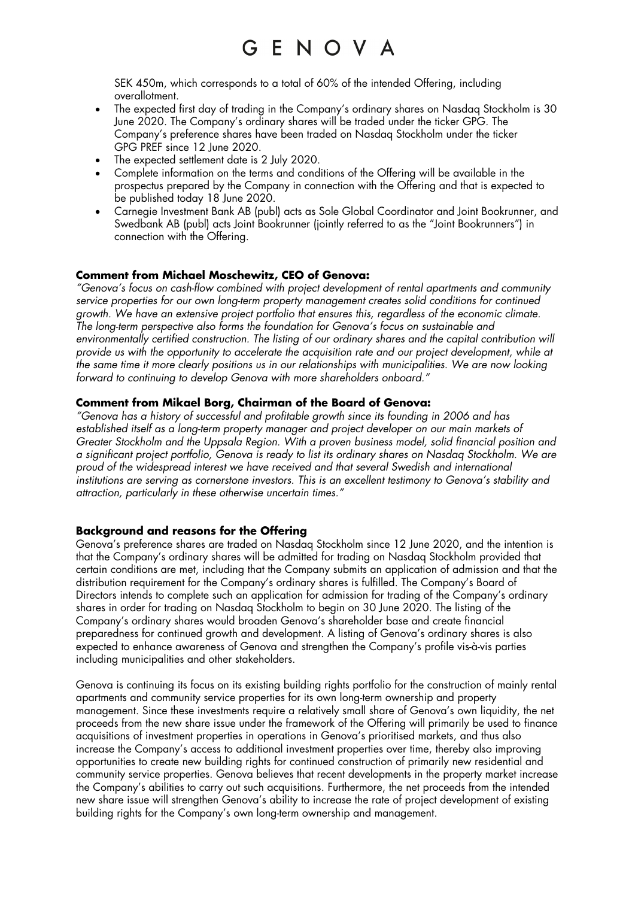SEK 450m, which corresponds to a total of 60% of the intended Offering, including overallotment.

- The expected first day of trading in the Company's ordinary shares on Nasdaq Stockholm is 30 June 2020. The Company's ordinary shares will be traded under the ticker GPG. The Company's preference shares have been traded on Nasdaq Stockholm under the ticker GPG PREF since 12 June 2020.
- The expected settlement date is 2 July 2020.
- Complete information on the terms and conditions of the Offering will be available in the prospectus prepared by the Company in connection with the Offering and that is expected to be published today 18 June 2020.
- Carnegie Investment Bank AB (publ) acts as Sole Global Coordinator and Joint Bookrunner, and Swedbank AB (publ) acts Joint Bookrunner (jointly referred to as the "Joint Bookrunners") in connection with the Offering.

**Comment from Michael Moschewitz, CEO of Genova:**

*"Genova's focus on cash-flow combined with project development of rental apartments and community service properties for our own long-term property management creates solid conditions for continued growth. We have an extensive project portfolio that ensures this, regardless of the economic climate. The long-term perspective also forms the foundation for Genova's focus on sustainable and environmentally certified construction. The listing of our ordinary shares and the capital contribution will provide us with the opportunity to accelerate the acquisition rate and our project development, while at the same time it more clearly positions us in our relationships with municipalities. We are now looking forward to continuing to develop Genova with more shareholders onboard."*

**Comment from Mikael Borg, Chairman of the Board of Genova:**

*"Genova has a history of successful and profitable growth since its founding in 2006 and has established itself as a long-term property manager and project developer on our main markets of Greater Stockholm and the Uppsala Region. With a proven business model, solid financial position and a significant project portfolio, Genova is ready to list its ordinary shares on Nasdaq Stockholm. We are proud of the widespread interest we have received and that several Swedish and international institutions are serving as cornerstone investors. This is an excellent testimony to Genova's stability and attraction, particularly in these otherwise uncertain times."*

**Background and reasons for the Offering**

Genova's preference shares are traded on Nasdaq Stockholm since 12 June 2020, and the intention is that the Company's ordinary shares will be admitted for trading on Nasdaq Stockholm provided that certain conditions are met, including that the Company submits an application of admission and that the distribution requirement for the Company's ordinary shares is fulfilled. The Company's Board of Directors intends to complete such an application for admission for trading of the Company's ordinary shares in order for trading on Nasdaq Stockholm to begin on 30 June 2020. The listing of the Company's ordinary shares would broaden Genova's shareholder base and create financial preparedness for continued growth and development. A listing of Genova's ordinary shares is also expected to enhance awareness of Genova and strengthen the Company's profile vis-à-vis parties including municipalities and other stakeholders.

Genova is continuing its focus on its existing building rights portfolio for the construction of mainly rental apartments and community service properties for its own long-term ownership and property management. Since these investments require a relatively small share of Genova's own liquidity, the net proceeds from the new share issue under the framework of the Offering will primarily be used to finance acquisitions of investment properties in operations in Genova's prioritised markets, and thus also increase the Company's access to additional investment properties over time, thereby also improving opportunities to create new building rights for continued construction of primarily new residential and community service properties. Genova believes that recent developments in the property market increase the Company's abilities to carry out such acquisitions. Furthermore, the net proceeds from the intended new share issue will strengthen Genova's ability to increase the rate of project development of existing building rights for the Company's own long-term ownership and management.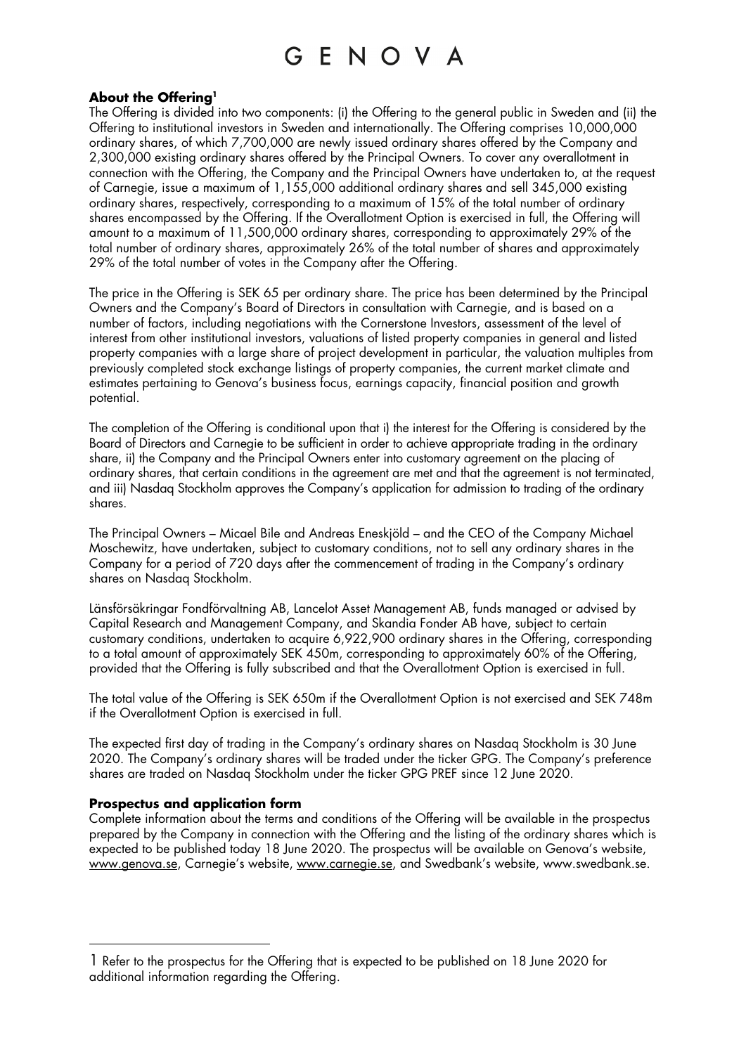## About the Offering[1]

The Offering is divided into two components: (i) the Offering to the general public in Sweden and (ii) the Offering to institutional investors in Sweden and internationally. The Offering comprises 10,000,000 ordinary shares, of which 7,700,000 are newly issued ordinary shares offered by the Company and 2,300,000 existing ordinary shares offered by the Principal Owners. To cover any overallotment in connection with the Offering, the Company and the Principal Owners have undertaken to, at the request of Carnegie, issue a maximum of 1,155,000 additional ordinary shares and sell 345,000 existing ordinary shares, respectively, corresponding to a maximum of 15% of the total number of ordinary shares encompassed by the Offering. If the Overallotment Option is exercised in full, the Offering will amount to a maximum of 11,500,000 ordinary shares, corresponding to approximately 29% of the total number of ordinary shares, approximately 26% of the total number of shares and approximately 29% of the total number of votes in the Company after the Offering.

The price in the Offering is SEK 65 per ordinary share. The price has been determined by the Principal Owners and the Company's Board of Directors in consultation with Carnegie, and is based on a number of factors, including negotiations with the Cornerstone Investors, assessment of the level of interest from other institutional investors, valuations of listed property companies in general and listed property companies with a large share of project development in particular, the valuation multiples from previously completed stock exchange listings of property companies, the current market climate and estimates pertaining to Genova's business focus, earnings capacity, financial position and growth potential.

The completion of the Offering is conditional upon that i) the interest for the Offering is considered by the Board of Directors and Carnegie to be sufficient in order to achieve appropriate trading in the ordinary share, ii) the Company and the Principal Owners enter into customary agreement on the placing of ordinary shares, that certain conditions in the agreement are met and that the agreement is not terminated, and iii) Nasdaq Stockholm approves the Company's application for admission to trading of the ordinary shares.

The Principal Owners – Micael Bile and Andreas Eneskjöld – and the CEO of the Company Michael Moschewitz, have undertaken, subject to customary conditions, not to sell any ordinary shares in the Company for a period of 720 days after the commencement of trading in the Company's ordinary shares on Nasdaq Stockholm.

Länsförsäkringar Fondförvaltning AB, Lancelot Asset Management AB, funds managed or advised by Capital Research and Management Company, and Skandia Fonder AB have, subject to certain customary conditions, undertaken to acquire 6,922,900 ordinary shares in the Offering, corresponding to a total amount of approximately SEK 450m, corresponding to approximately 60% of the Offering, provided that the Offering is fully subscribed and that the Overallotment Option is exercised in full.

The total value of the Offering is SEK 650m if the Overallotment Option is not exercised and SEK 748m if the Overallotment Option is exercised in full.

The expected first day of trading in the Company's ordinary shares on Nasdaq Stockholm is 30 June 2020. The Company's ordinary shares will be traded under the ticker GPG. The Company's preference shares are traded on Nasdaq Stockholm under the ticker GPG PREF since 12 June 2020.

## Prospectus and application form

Complete information about the terms and conditions of the Offering will be available in the prospectus prepared by the Company in connection with the Offering and the listing of the ordinary shares which is expected to be published today 18 June 2020. The prospectus will be available on Genova's website, www.genova.se, Carnegie's website, www.carnegie.se, and Swedbank's website, www.swedbank.se.

---

[1] Refer to the prospectus for the Offering that is expected to be published on 18 June 2020 for additional information regarding the Offering.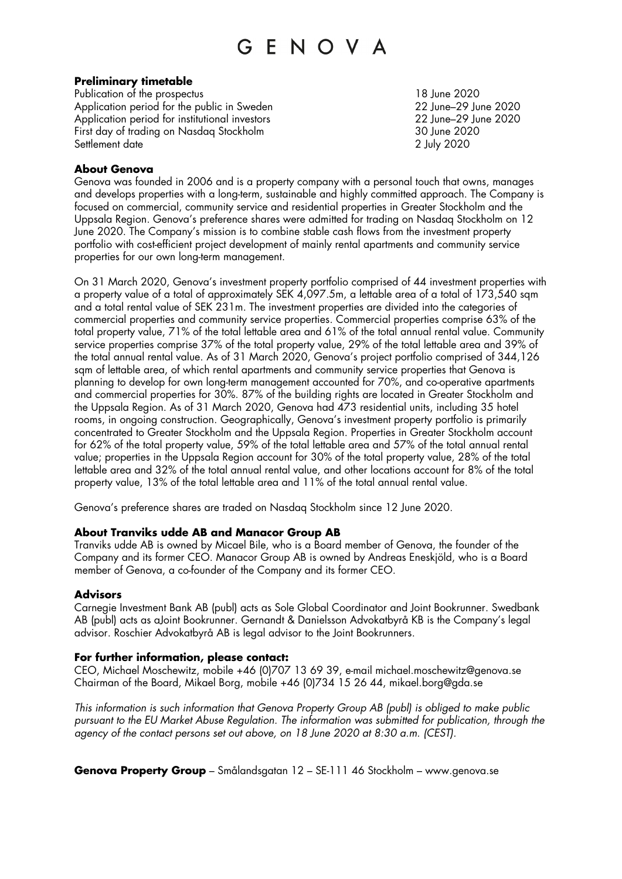### Preliminary timetable

| | |
|---|---|
| Publication of the prospectus | 18 June 2020 |
| Application period for the public in Sweden | 22 June–29 June 2020 |
| Application period for institutional investors | 22 June–29 June 2020 |
| First day of trading on Nasdaq Stockholm | 30 June 2020 |
| Settlement date | 2 July 2020 |

### About Genova

Genova was founded in 2006 and is a property company with a personal touch that owns, manages and develops properties with a long-term, sustainable and highly committed approach. The Company is focused on commercial, community service and residential properties in Greater Stockholm and the Uppsala Region. Genova's preference shares were admitted for trading on Nasdaq Stockholm on 12 June 2020. The Company's mission is to combine stable cash flows from the investment property portfolio with cost-efficient project development of mainly rental apartments and community service properties for our own long-term management.

On 31 March 2020, Genova's investment property portfolio comprised of 44 investment properties with a property value of a total of approximately SEK 4,097.5m, a lettable area of a total of 173,540 sqm and a total rental value of SEK 231m. The investment properties are divided into the categories of commercial properties and community service properties. Commercial properties comprise 63% of the total property value, 71% of the total lettable area and 61% of the total annual rental value. Community service properties comprise 37% of the total property value, 29% of the total lettable area and 39% of the total annual rental value. As of 31 March 2020, Genova's project portfolio comprised of 344,126 sqm of lettable area, of which rental apartments and community service properties that Genova is planning to develop for own long-term management accounted for 70%, and co-operative apartments and commercial properties for 30%. 87% of the building rights are located in Greater Stockholm and the Uppsala Region. As of 31 March 2020, Genova had 473 residential units, including 35 hotel rooms, in ongoing construction. Geographically, Genova's investment property portfolio is primarily concentrated to Greater Stockholm and the Uppsala Region. Properties in Greater Stockholm account for 62% of the total property value, 59% of the total lettable area and 57% of the total annual rental value; properties in the Uppsala Region account for 30% of the total property value, 28% of the total lettable area and 32% of the total annual rental value, and other locations account for 8% of the total property value, 13% of the total lettable area and 11% of the total annual rental value.

Genova's preference shares are traded on Nasdaq Stockholm since 12 June 2020.

### About Tranviks udde AB and Manacor Group AB

Tranviks udde AB is owned by Micael Bile, who is a Board member of Genova, the founder of the Company and its former CEO. Manacor Group AB is owned by Andreas Eneskjöld, who is a Board member of Genova, a co-founder of the Company and its former CEO.

### Advisors

Carnegie Investment Bank AB (publ) acts as Sole Global Coordinator and Joint Bookrunner. Swedbank AB (publ) acts as aJoint Bookrunner. Gernandt & Danielsson Advokatbyrå KB is the Company's legal advisor. Roschier Advokatbyrå AB is legal advisor to the Joint Bookrunners.

### For further information, please contact:

CEO, Michael Moschewitz, mobile +46 (0)707 13 69 39, e-mail michael.moschewitz@genova.se
Chairman of the Board, Mikael Borg, mobile +46 (0)734 15 26 44, mikael.borg@gda.se

*This information is such information that Genova Property Group AB (publ) is obliged to make public pursuant to the EU Market Abuse Regulation. The information was submitted for publication, through the agency of the contact persons set out above, on 18 June 2020 at 8:30 a.m. (CEST).*

**Genova Property Group** – Smålandsgatan 12 – SE-111 46 Stockholm – www.genova.se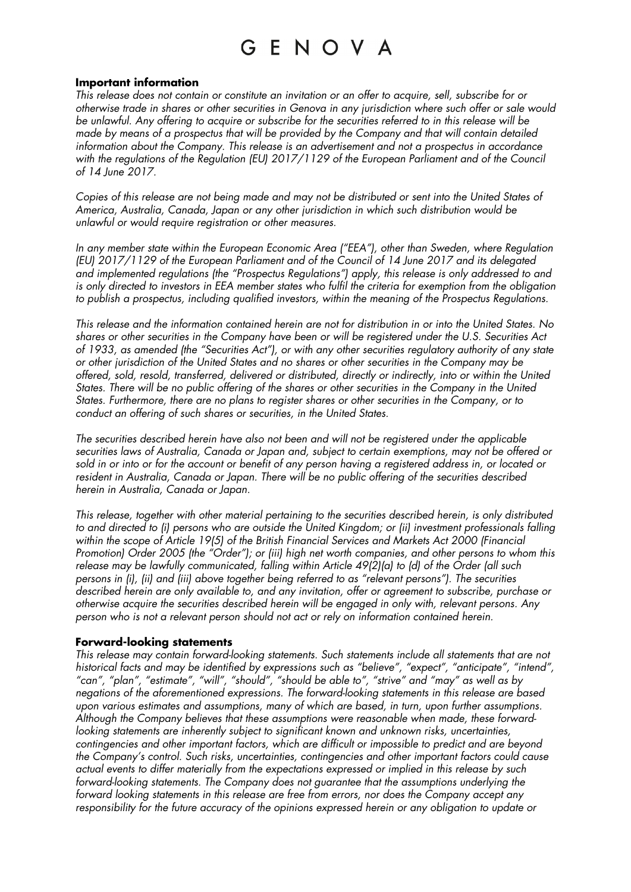## Important information

*This release does not contain or constitute an invitation or an offer to acquire, sell, subscribe for or otherwise trade in shares or other securities in Genova in any jurisdiction where such offer or sale would be unlawful. Any offering to acquire or subscribe for the securities referred to in this release will be made by means of a prospectus that will be provided by the Company and that will contain detailed information about the Company. This release is an advertisement and not a prospectus in accordance with the regulations of the Regulation (EU) 2017/1129 of the European Parliament and of the Council of 14 June 2017.*

*Copies of this release are not being made and may not be distributed or sent into the United States of America, Australia, Canada, Japan or any other jurisdiction in which such distribution would be unlawful or would require registration or other measures.*

*In any member state within the European Economic Area ("EEA"), other than Sweden, where Regulation (EU) 2017/1129 of the European Parliament and of the Council of 14 June 2017 and its delegated and implemented regulations (the "Prospectus Regulations") apply, this release is only addressed to and is only directed to investors in EEA member states who fulfil the criteria for exemption from the obligation to publish a prospectus, including qualified investors, within the meaning of the Prospectus Regulations.*

*This release and the information contained herein are not for distribution in or into the United States. No shares or other securities in the Company have been or will be registered under the U.S. Securities Act of 1933, as amended (the "Securities Act"), or with any other securities regulatory authority of any state or other jurisdiction of the United States and no shares or other securities in the Company may be offered, sold, resold, transferred, delivered or distributed, directly or indirectly, into or within the United States. There will be no public offering of the shares or other securities in the Company in the United States. Furthermore, there are no plans to register shares or other securities in the Company, or to conduct an offering of such shares or securities, in the United States.*

*The securities described herein have also not been and will not be registered under the applicable securities laws of Australia, Canada or Japan and, subject to certain exemptions, may not be offered or sold in or into or for the account or benefit of any person having a registered address in, or located or resident in Australia, Canada or Japan. There will be no public offering of the securities described herein in Australia, Canada or Japan.*

*This release, together with other material pertaining to the securities described herein, is only distributed to and directed to (i) persons who are outside the United Kingdom; or (ii) investment professionals falling within the scope of Article 19(5) of the British Financial Services and Markets Act 2000 (Financial Promotion) Order 2005 (the "Order"); or (iii) high net worth companies, and other persons to whom this release may be lawfully communicated, falling within Article 49(2)(a) to (d) of the Order (all such persons in (i), (ii) and (iii) above together being referred to as "relevant persons"). The securities described herein are only available to, and any invitation, offer or agreement to subscribe, purchase or otherwise acquire the securities described herein will be engaged in only with, relevant persons. Any person who is not a relevant person should not act or rely on information contained herein.*

## Forward-looking statements

*This release may contain forward-looking statements. Such statements include all statements that are not historical facts and may be identified by expressions such as "believe", "expect", "anticipate", "intend", "can", "plan", "estimate", "will", "should", "should be able to", "strive" and "may" as well as by negations of the aforementioned expressions. The forward-looking statements in this release are based upon various estimates and assumptions, many of which are based, in turn, upon further assumptions. Although the Company believes that these assumptions were reasonable when made, these forward-looking statements are inherently subject to significant known and unknown risks, uncertainties, contingencies and other important factors, which are difficult or impossible to predict and are beyond the Company's control. Such risks, uncertainties, contingencies and other important factors could cause actual events to differ materially from the expectations expressed or implied in this release by such forward-looking statements. The Company does not guarantee that the assumptions underlying the forward looking statements in this release are free from errors, nor does the Company accept any responsibility for the future accuracy of the opinions expressed herein or any obligation to update or*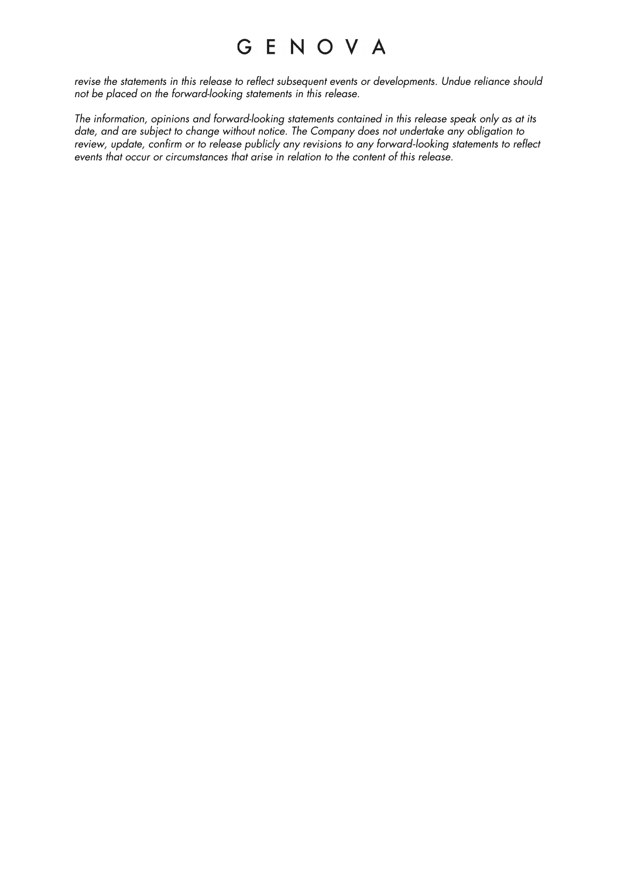*revise the statements in this release to reflect subsequent events or developments. Undue reliance should not be placed on the forward-looking statements in this release.*

*The information, opinions and forward-looking statements contained in this release speak only as at its date, and are subject to change without notice. The Company does not undertake any obligation to review, update, confirm or to release publicly any revisions to any forward-looking statements to reflect events that occur or circumstances that arise in relation to the content of this release.*